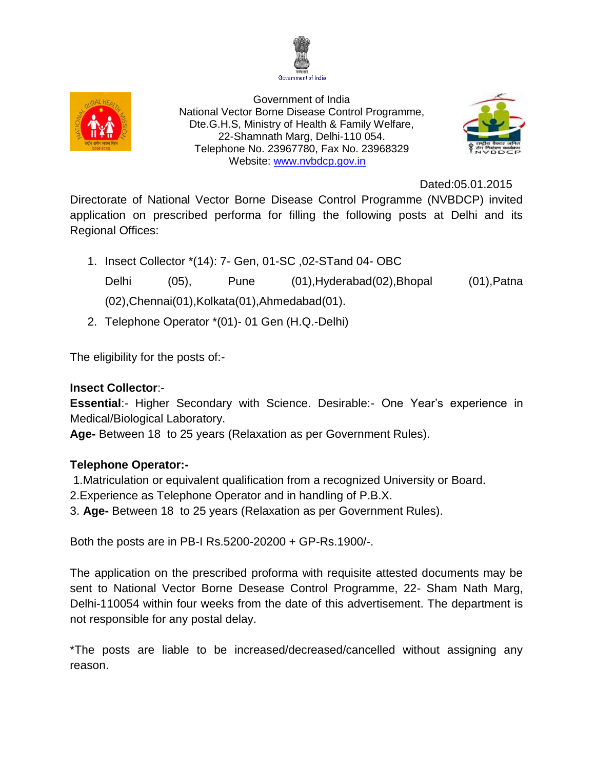Government of India

Government of India
National Vector Borne Disease Control Programme,
Dte.G.H.S, Ministry of Health & Family Welfare,
22-Shamnath Marg, Delhi-110 054.
Telephone No. 23967780, Fax No. 23968329
Website: www.nvbdcp.gov.in

Dated:05.01.2015

Directorate of National Vector Borne Disease Control Programme (NVBDCP) invited application on prescribed performa for filling the following posts at Delhi and its Regional Offices:

1. Insect Collector *(14): 7- Gen, 01-SC ,02-STand 04- OBC
   Delhi (05), Pune (01),Hyderabad(02),Bhopal (01),Patna (02),Chennai(01),Kolkata(01),Ahmedabad(01).
2. Telephone Operator *(01)- 01 Gen (H.Q.-Delhi)

The eligibility for the posts of:-

**Insect Collector**:-
**Essential**:- Higher Secondary with Science. Desirable:- One Year's experience in Medical/Biological Laboratory.
**Age-** Between 18 to 25 years (Relaxation as per Government Rules).

**Telephone Operator:-**
1.Matriculation or equivalent qualification from a recognized University or Board.
2.Experience as Telephone Operator and in handling of P.B.X.
3. **Age-** Between 18 to 25 years (Relaxation as per Government Rules).

Both the posts are in PB-I Rs.5200-20200 + GP-Rs.1900/-.

The application on the prescribed proforma with requisite attested documents may be sent to National Vector Borne Desease Control Programme, 22- Sham Nath Marg, Delhi-110054 within four weeks from the date of this advertisement. The department is not responsible for any postal delay.

*The posts are liable to be increased/decreased/cancelled without assigning any reason.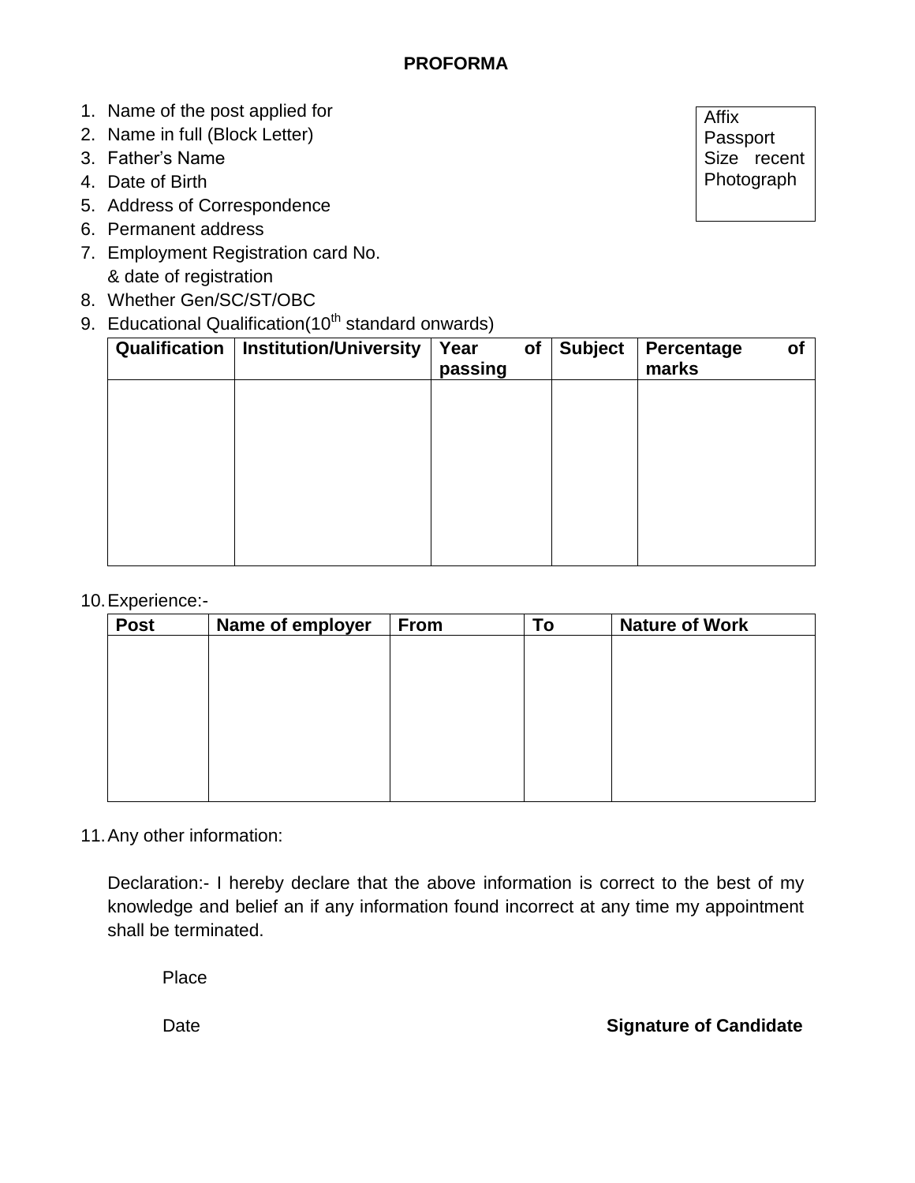**PROFORMA**

Affix Passport Size recent Photograph

1. Name of the post applied for
2. Name in full (Block Letter)
3. Father's Name
4. Date of Birth
5. Address of Correspondence
6. Permanent address
7. Employment Registration card No. & date of registration
8. Whether Gen/SC/ST/OBC
9. Educational Qualification(10th standard onwards)

| Qualification | Institution/University | Year of passing | Subject | Percentage of marks |
|---|---|---|---|---|
| | | | | |

10. Experience:-

| Post | Name of employer | From | To | Nature of Work |
|---|---|---|---|---|
| | | | | |

11. Any other information:

Declaration:- I hereby declare that the above information is correct to the best of my knowledge and belief an if any information found incorrect at any time my appointment shall be terminated.

Place

Date **Signature of Candidate**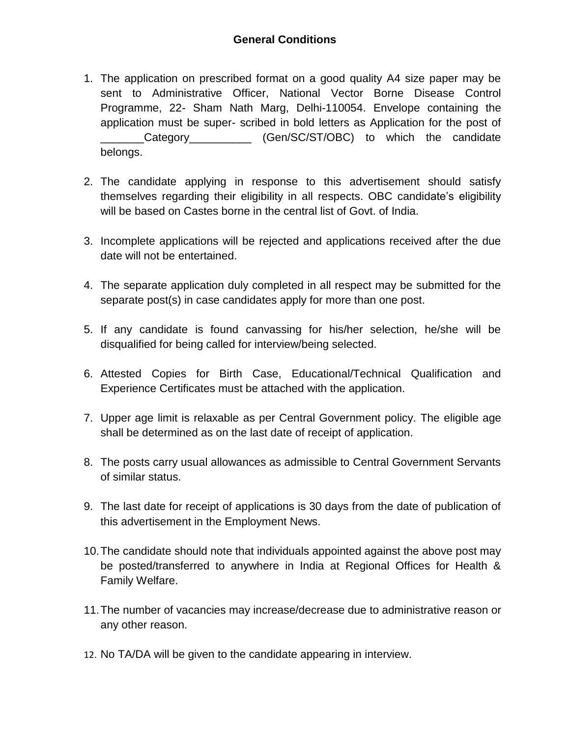## General Conditions

1. The application on prescribed format on a good quality A4 size paper may be sent to Administrative Officer, National Vector Borne Disease Control Programme, 22- Sham Nath Marg, Delhi-110054. Envelope containing the application must be super- scribed in bold letters as Application for the post of _______Category__________ (Gen/SC/ST/OBC) to which the candidate belongs.

2. The candidate applying in response to this advertisement should satisfy themselves regarding their eligibility in all respects. OBC candidate's eligibility will be based on Castes borne in the central list of Govt. of India.

3. Incomplete applications will be rejected and applications received after the due date will not be entertained.

4. The separate application duly completed in all respect may be submitted for the separate post(s) in case candidates apply for more than one post.

5. If any candidate is found canvassing for his/her selection, he/she will be disqualified for being called for interview/being selected.

6. Attested Copies for Birth Case, Educational/Technical Qualification and Experience Certificates must be attached with the application.

7. Upper age limit is relaxable as per Central Government policy. The eligible age shall be determined as on the last date of receipt of application.

8. The posts carry usual allowances as admissible to Central Government Servants of similar status.

9. The last date for receipt of applications is 30 days from the date of publication of this advertisement in the Employment News.

10. The candidate should note that individuals appointed against the above post may be posted/transferred to anywhere in India at Regional Offices for Health & Family Welfare.

11. The number of vacancies may increase/decrease due to administrative reason or any other reason.

12. No TA/DA will be given to the candidate appearing in interview.